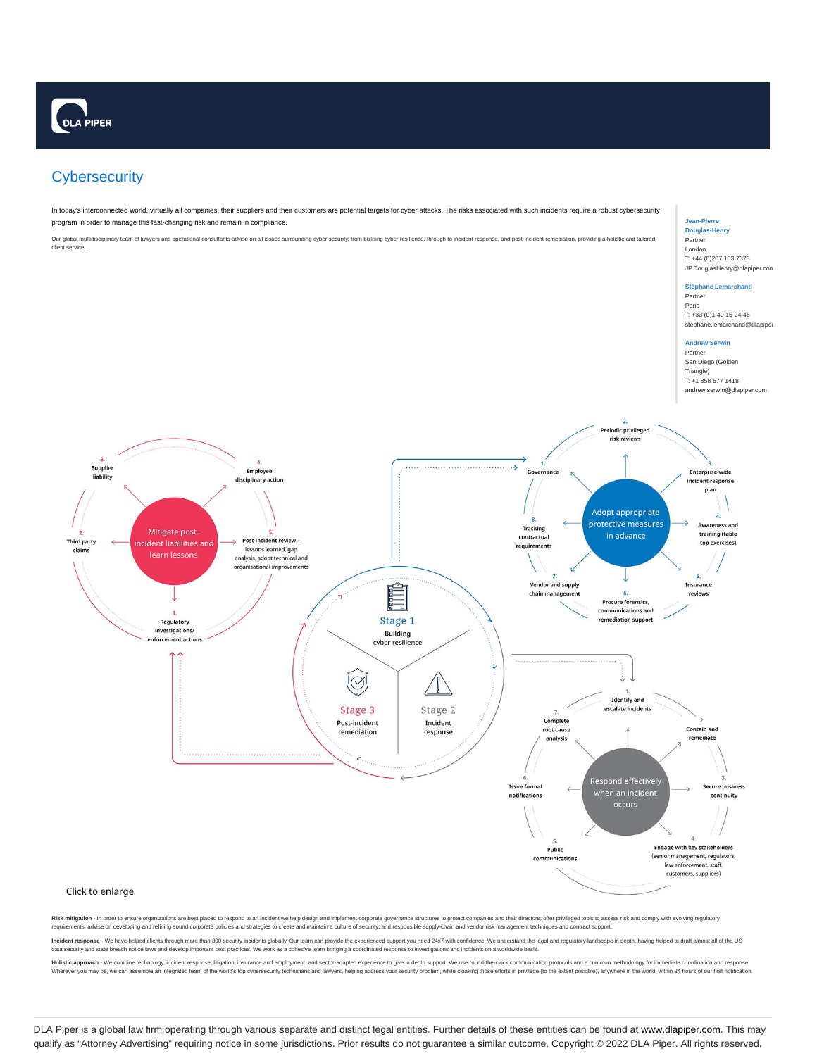# Cybersecurity

In today's interconnected world, virtually all companies, their suppliers and their customers are potential targets for cyber attacks. The risks associated with such incidents require a robust cybersecurity program in order to manage this fast-changing risk and remain in compliance.

Our global multidisciplinary team of lawyers and operational consultants advise on all issues surrounding cyber security, from building cyber resilience, through to incident response, and post-incident remediation, providing a holistic and tailored client service.

**Jean-Pierre Douglas-Henry**
Partner
London
T: +44 (0)207 153 7373
JP.DouglasHenry@dlapiper.com

**Stéphane Lemarchand**
Partner
Paris
T: +33 (0)1 40 15 24 46
stephane.lemarchand@dlapiper.com

**Andrew Serwin**
Partner
San Diego (Golden Triangle)
T: +1 858 677 1418
andrew.serwin@dlapiper.com

**Stage 1** – Building cyber resilience

Adopt appropriate protective measures in advance:
1. Governance
2. Periodic privileged risk reviews
3. Enterprise-wide incident response plan
4. Awareness and training (table top exercises)
5. Insurance reviews
6. Procure forensics, communications and remediation support
7. Vendor and supply chain management
8. Tracking contractual requirements

**Stage 2** – Incident response

Respond effectively when an incident occurs:
1. Identify and escalate incidents
2. Contain and remediate
3. Secure business continuity
4. Engage with key stakeholders (senior management, regulators, law enforcement, staff, customers, suppliers)
5. Public communications
6. Issue formal notifications
7. Complete root cause analysis

**Stage 3** – Post-incident remediation

Mitigate post-incident liabilities and learn lessons:
1. Regulatory investigations/ enforcement actions
2. Third party claims
3. Supplier liability
4. Employee disciplinary action
5. Post-incident review – lessons learned, gap analysis, adopt technical and organisational improvements

Click to enlarge

**Risk mitigation** - In order to ensure organizations are best placed to respond to an incident we help design and implement corporate governance structures to protect companies and their directors; offer privileged tools to assess risk and comply with evolving regulatory requirements; advise on developing and refining sound corporate policies and strategies to create and maintain a culture of security; and responsible supply-chain and vendor risk management techniques and contract support.

**Incident response** - We have helped clients through more than 800 security incidents globally. Our team can provide the experienced support you need 24x7 with confidence. We understand the legal and regulatory landscape in depth, having helped to draft almost all of the US data security and state breach notice laws and develop important best practices. We work as a cohesive team bringing a coordinated response to investigations and incidents on a worldwide basis.

**Holistic approach** - We combine technology, incident response, litigation, insurance and employment, and sector-adapted experience to give in depth support. We use round-the-clock communication protocols and a common methodology for immediate coordination and response. Wherever you may be, we can assemble an integrated team of the world's top cybersecurity technicians and lawyers, helping address your security problem, while cloaking those efforts in privilege (to the extent possible), anywhere in the world, within 24 hours of our first notification.

DLA Piper is a global law firm operating through various separate and distinct legal entities. Further details of these entities can be found at www.dlapiper.com. This may qualify as "Attorney Advertising" requiring notice in some jurisdictions. Prior results do not guarantee a similar outcome. Copyright © 2022 DLA Piper. All rights reserved.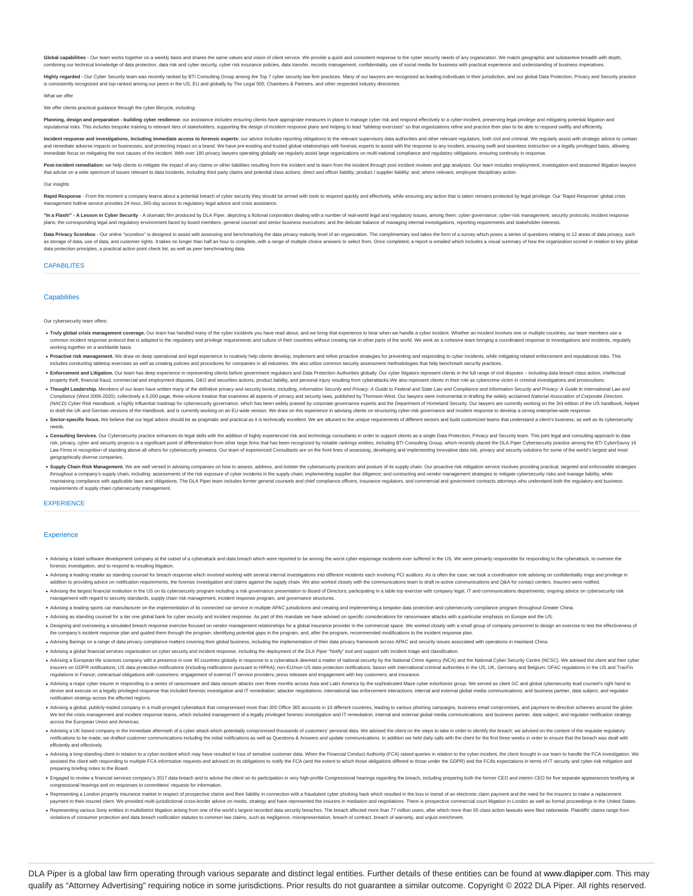**Global capabilities** - Our team works together on a weekly basis and shares the same values and vision of client service. We provide a quick and consistent response to the cyber security needs of any organization. We match geographic and substantive breadth with depth, combining our technical knowledge of data protection, data risk and cyber security, cyber risk insurance policies, data transfer, records management, confidentiality, use of social media for business with practical experience and understanding of business imperatives.

**Highly regarded** - Our Cyber Security team was recently ranked by BTI Consulting Group among the Top 7 cyber security law firm practices. Many of our lawyers are recognized as leading individuals in their jurisdiction, and our global Data Protection, Privacy and Security practice is consistently recognized and top-ranked among our peers in the US, EU and globally by The Legal 500, Chambers & Partners, and other respected industry directories.

What we offer

We offer clients practical guidance through the cyber lifecycle, including:

**Planning, design and preparation - building cyber resilience:** our assistance includes ensuring clients have appropriate measures in place to manage cyber risk and respond effectively to a cyber-incident, preserving legal privilege and mitigating potential litigation and reputational risks. This includes bespoke training to relevant tiers of stakeholders, supporting the design of incident response plans and helping to lead "tabletop exercises" so that organizations refine and practice their plan to be able to respond swiftly and efficiently.

**Incident response and investigations, including immediate access to forensic experts:** our advice includes reporting obligations to the relevant supervisory data authorities and other relevant regulators, both civil and criminal. We regularly assist with strategic advice to contain and remediate adverse impacts on businesses, and protecting impact on a brand. We have pre-existing and trusted global relationships with forensic experts to assist with the response to any incident, ensuring swift and seamless instruction on a legally privileged basis, allowing immediate focus on mitigating the root causes of the incident. With over 180 privacy lawyers operating globally we regularly assist large organizations on multi-national compliance and regulatory obligations, ensuring continuity in response.

**Post-incident remediation:** we help clients to mitigate the impact of any claims or other liabilities resulting from the incident and to learn from the incident through post incident reviews and gap analyses. Our team includes employment, investigation and seasoned litigation lawyers that advise on a wide spectrum of issues relevant to data incidents, including third party claims and potential class actions; direct and officer liability; product / supplier liability; and, where relevant, employee disciplinary action.

Our insights

**Rapid Response** - From the moment a company learns about a potential breach of cyber security they should be armed with tools to respond quickly and effectively, while ensuring any action that is taken remains protected by legal privilege. Our 'Rapid Response' global crisis management hotline service provides 24-hour, 365-day access to regulatory legal advice and crisis assistance.

**"In a Flash!" - A Lesson in Cyber Security** - A dramatic film produced by DLA Piper, depicting a fictional corporation dealing with a number of real-world legal and regulatory issues, among them: cyber governance; cyber-risk management; security protocols; incident response plans; the corresponding legal and regulatory environment faced by board members, general counsel and senior business executives; and the delicate balance of managing internal investigations, reporting requirements and stakeholder interests.

**Data Privacy Scorebox** - Our online "scorebox" is designed to assist with assessing and benchmarking the data privacy maturity level of an organization. The complimentary tool takes the form of a survey which poses a series of questions relating to 12 areas of data privacy, such as storage of data, use of data, and customer rights. It takes no longer than half an hour to complete, with a range of multiple choice answers to select from. Once completed, a report is emailed which includes a visual summary of how the organization scored in relation to key global data protection principles, a practical action point check list, as well as peer benchmarking data.

## CAPABILITES

### Capabilities

Our cybersecurity team offers:

- **Truly global crisis management coverage.** Our team has handled many of the cyber incidents you have read about, and we bring that experience to bear when we handle a cyber incident. Whether an incident involves one or multiple countries, our team members use a common incident response protocol that is adapted to the regulatory and privilege requirements and culture of their countries without creating risk in other parts of the world. We work as a cohesive team bringing a coordinated response to investigations and incidents, regularly working together on a worldwide basis.
- **Proactive risk management.** We draw on deep operational and legal experience to routinely help clients develop, implement and refine proactive strategies for preventing and responding to cyber incidents, while mitigating related enforcement and reputational risks. This includes conducting tabletop exercises as well as creating policies and procedures for companies in all industries. We also utilize common security assessment methodologies that help benchmark security practices.
- **Enforcement and Litigation.** Our team has deep experience in representing clients before government regulators and Data Protection Authorities globally. Our cyber litigators represent clients in the full range of civil disputes – including data breach class action, intellectual property theft, financial fraud, commercial and employment disputes, D&O and securities actions, product liability, and personal injury resulting from cyberattacks.We also represent clients in their role as cybercrime victim in criminal investigations and prosecutions.
- **Thought Leadership.** Members of our team have written many of the definitive privacy and security books, including, *Information Security and Privacy: A Guide to Federal and State Law* and *Compliance and Information Security and Privacy: A Guide to International Law and Compliance* (West 2006-2020), collectively a 6,000-page, three-volume treatise that examines all aspects of privacy and security laws, published by Thomson-West. Our lawyers were instrumental in drafting the widely acclaimed *National Association of Corporate Directors (NACD) Cyber Risk Handbook*, a highly influential roadmap for cybersecurity governance, which has been widely praised by corporate governance experts and the Department of Homeland Security. Our lawyers are currently working on the 3rd edition of the US handbook, helped to draft the UK and German versions of the Handbook, and is currently working on an EU-wide version. We draw on this experience in advising clients on structuring cyber-risk governance and incident response to develop a strong enterprise-wide response.
- **Sector-specific focus.** We believe that our legal advice should be as pragmatic and practical as it is technically excellent. We are attuned to the unique requirements of different sectors and build customized teams that understand a client's business, as well as its cybersecurity needs.
- **Consulting Services.** Our Cybersecurity practice enhances its legal skills with the addition of highly experienced risk and technology consultants in order to support clients as a single Data Protection, Privacy and Security team. This joint legal and consulting approach to data risk, privacy, cyber and security projects is a significant point of differentiation from other large firms that has been recognized by notable rankings entities, including BTI Consulting Group, which recently placed the DLA Piper Cybersecurity practice among the BTI CyberSavvy 16 Law Firms in recognition of standing above all others for cybersecurity prowess. Our team of experienced Consultants are on the front lines of assessing, developing and implementing innovative data risk, privacy and security solutions for some of the world's largest and most geographically diverse companies.
- **Supply Chain Risk Management.** We are well versed in advising companies on how to assess, address, and bolster the cybersecurity practices and posture of its supply chain. Our proactive risk mitigation service involves providing practical, targeted and enforceable strategies throughout a company's supply chain, including: assessments of the risk exposure of cyber incidents in the supply chain; implementing supplier due diligence; and contracting and vendor management strategies to mitigate cybersecurity risks and manage liability, while maintaining compliance with applicable laws and obligations. The DLA Piper team includes former general counsels and chief compliance officers, insurance regulators, and commercial and government contracts attorneys who understand both the regulatory and business requirements of supply chain cybersecurity management.

## EXPERIENCE

### Experience

- Advising a listed software development company at the outset of a cyberattack and data breach which were reported to be among the worst cyber-espionage incidents ever suffered in the US. We were primarily responsible for responding to the cyberattack, to oversee the forensic investigation, and to respond to resulting litigation.
- Advising a leading retailer as standing counsel for breach response which involved working with several internal investigations into different incidents each involving PCI auditors. As is often the case, we took a coordination role advising on confidentiality rings and privilege in addition to providing advice on notification requirements, the forensic investigation and claims against the supply chain. We also worked closely with the communications team to draft re-active communications and Q&A for contact centers. Insurers were notified.
- Advising the largest financial institution in the US on its cybersecurity program including a risk governance presentation to Board of Directors; participating in a table top exercise with company legal, IT and communications departments; ongoing advice on cybersecurity risk management with regard to security standards, supply chain risk management, incident response program, and governance structures.
- Advising a leading sports car manufacturer on the implementation of its connected car service in multiple APAC jurisdictions and creating and implementing a bespoke data protection and cybersecurity compliance program throughout Greater China.
- Advising as standing counsel for a tier one global bank for cyber security and incident response. As part of this mandate we have advised on specific considerations for ransomware attacks with a particular emphasis on Europe and the US.
- Designing and overseeing a simulated breach response exercise focused on vendor management relationships for a global insurance provider in the commercial space. We worked closely with a small group of company personnel to design an exercise to test the effectiveness of the company's incident response plan and guided them through the program, identifying potential gaps in the program, and, after the program, recommended modifications to the incident response plan.
- Advising Barings on a range of data privacy compliance matters covering their global business, including the implementation of their data privacy framework across APAC and security issues associated with operations in mainland China.
- Advising a global financial services organization on cyber security and incident response, including the deployment of the DLA Piper "Notify" tool and support with incident triage and classification.
- Advising a European life sciences company with a presence in over 40 countries globally in response to a cyberattack deemed a matter of national security by the National Crime Agency (NCA) and the National Cyber Security Centre (NCSC). We advised the client and their cyber insurers on GDPR notifications; US data protection notifications (including notifications pursuant to HIPAA); non-EU/non-US data protection notifications; liaison with international criminal authorities in the US, UK, Germany and Belgium; OFAC regulations in the US and TracFin regulations in France; contractual obligations with customers; engagement of external IT service providers; press releases and engagement with key customers; and insurance.
- Advising a major cyber insurer in responding to a series of ransomware and data ransom attacks over three months across Asia and Latin America by the sophisticated Maze cyber extortionist group. We served as client GC and global cybersecurity lead counsel's right hand to devise and execute on a legally privileged response that included forensic investigation and IT remediation; attacker negotiations; international law enforcement interactions; internal and external global media communications; and business partner, data subject, and regulator notification strategy across the affected regions.
- Advising a global, publicly-traded company in a multi-pronged cyberattack that compromised more than 300 Office 365 accounts in 10 different countries, leading to various phishing campaigns, business email compromises, and payment re-direction schemes around the globe. We led the crisis management and incident response teams, which included management of a legally privileged forensic investigation and IT remediation; internal and external global media communications; and business partner, data subject, and regulator notification strategy across the European Union and Americas.
- Advising a UK based company in the immediate aftermath of a cyber attack which potentially compromised thousands of customers' personal data. We advised the client on the steps to take in order to identify the breach; we advised on the content of the requisite regulatory notifications to be made; we drafted customer communications including the initial notifications as well as Questions & Answers and update communications. In addition we held daily calls with the client for the first three weeks in order to ensure that the breach was dealt with efficiently and effectively.
- Advising a long-standing client in relation to a cyber-incident which may have resulted in loss of sensitive customer data. When the Financial Conduct Authority (FCA) raised queries in relation to the cyber-incident, the client brought in our team to handle the FCA investigation. We assisted the client with responding to multiple FCA information requests and advised on its obligations to notify the FCA (and the extent to which those obligations differed to those under the GDPR) and the FCAs expectations in terms of IT security and cyber-risk mitigation and preparing briefing notes to the Board.
- Engaged to review a financial services company's 2017 data breach and to advise the client on its participation in very high-profile Congressional hearings regarding the breach, including preparing both the former CEO and interim CEO for five separate appearances testifying at congressional hearings and on responses to committees' requests for information.
- Representing a London property insurance market in respect of prospective claims and their liability in connection with a fraudulent cyber phishing hack which resulted in the loss in transit of an electronic claim payment and the need for the insurers to make a replacement payment to their insured client. We provided multi-jurisdictional cross-border advice on merits, strategy and have represented the insurers in mediation and negotiations. There is prospective commercial court litigation in London as well as formal proceedings in the United States.
- Representing various Sony entities in multidistrict litigation arising from one of the world's largest recorded data security breaches. The breach affected more than 77 million users, after which more than 65 class action lawsuits were filed nationwide. Plaintiffs' claims range from violations of consumer protection and data breach notification statutes to common law claims, such as negligence, misrepresentation, breach of contract, breach of warranty, and unjust enrichment.

DLA Piper is a global law firm operating through various separate and distinct legal entities. Further details of these entities can be found at www.dlapiper.com. This may qualify as "Attorney Advertising" requiring notice in some jurisdictions. Prior results do not guarantee a similar outcome. Copyright © 2022 DLA Piper. All rights reserved.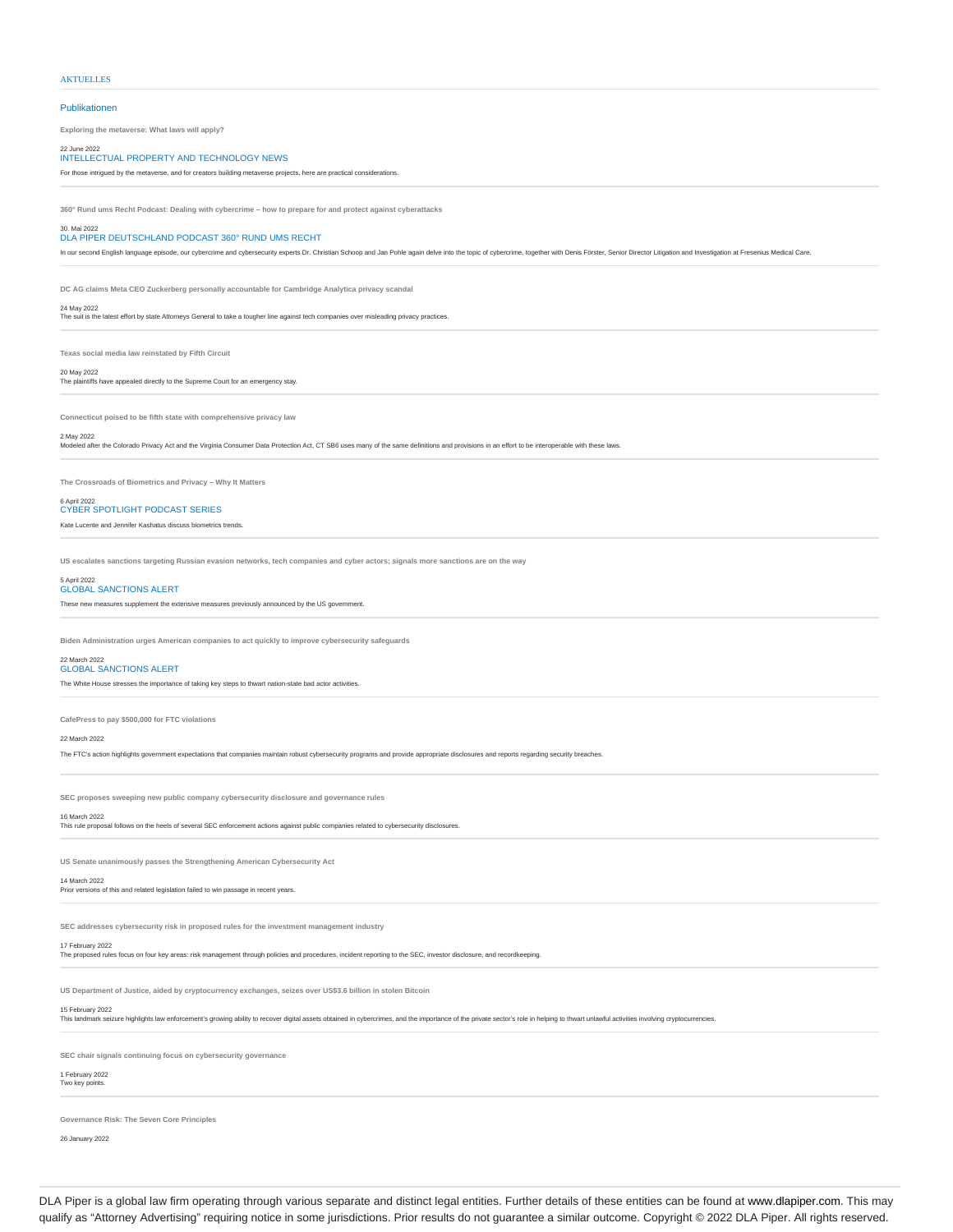AKTUELLES

## Publikationen

**Exploring the metaverse: What laws will apply?**

22 June 2022
INTELLECTUAL PROPERTY AND TECHNOLOGY NEWS

For those intrigued by the metaverse, and for creators building metaverse projects, here are practical considerations.

---

**360° Rund ums Recht Podcast: Dealing with cybercrime – how to prepare for and protect against cyberattacks**

30. Mai 2022
DLA PIPER DEUTSCHLAND PODCAST 360° RUND UMS RECHT

In our second English language episode, our cybercrime and cybersecurity experts Dr. Christian Schoop and Jan Pohle again delve into the topic of cybercrime, together with Denis Förster, Senior Director Litigation and Investigation at Fresenius Medical Care.

---

**DC AG claims Meta CEO Zuckerberg personally accountable for Cambridge Analytica privacy scandal**

24 May 2022
The suit is the latest effort by state Attorneys General to take a tougher line against tech companies over misleading privacy practices.

---

**Texas social media law reinstated by Fifth Circuit**

20 May 2022
The plaintiffs have appealed directly to the Supreme Court for an emergency stay.

---

**Connecticut poised to be fifth state with comprehensive privacy law**

2 May 2022
Modeled after the Colorado Privacy Act and the Virginia Consumer Data Protection Act, CT SB6 uses many of the same definitions and provisions in an effort to be interoperable with these laws.

---

**The Crossroads of Biometrics and Privacy – Why It Matters**

6 April 2022
CYBER SPOTLIGHT PODCAST SERIES

Kate Lucente and Jennifer Kashatus discuss biometrics trends.

---

**US escalates sanctions targeting Russian evasion networks, tech companies and cyber actors; signals more sanctions are on the way**

5 April 2022
GLOBAL SANCTIONS ALERT

These new measures supplement the extensive measures previously announced by the US government.

---

**Biden Administration urges American companies to act quickly to improve cybersecurity safeguards**

22 March 2022
GLOBAL SANCTIONS ALERT

The White House stresses the importance of taking key steps to thwart nation-state bad actor activities.

---

**CafePress to pay $500,000 for FTC violations**

22 March 2022

The FTC's action highlights government expectations that companies maintain robust cybersecurity programs and provide appropriate disclosures and reports regarding security breaches.

---

**SEC proposes sweeping new public company cybersecurity disclosure and governance rules**

16 March 2022
This rule proposal follows on the heels of several SEC enforcement actions against public companies related to cybersecurity disclosures.

---

**US Senate unanimously passes the Strengthening American Cybersecurity Act**

14 March 2022
Prior versions of this and related legislation failed to win passage in recent years.

---

**SEC addresses cybersecurity risk in proposed rules for the investment management industry**

17 February 2022
The proposed rules focus on four key areas: risk management through policies and procedures, incident reporting to the SEC, investor disclosure, and recordkeeping.

---

**US Department of Justice, aided by cryptocurrency exchanges, seizes over US$3.6 billion in stolen Bitcoin**

15 February 2022
This landmark seizure highlights law enforcement's growing ability to recover digital assets obtained in cybercrimes, and the importance of the private sector's role in helping to thwart unlawful activities involving cryptocurrencies.

---

**SEC chair signals continuing focus on cybersecurity governance**

1 February 2022
Two key points.

---

**Governance Risk: The Seven Core Principles**

26 January 2022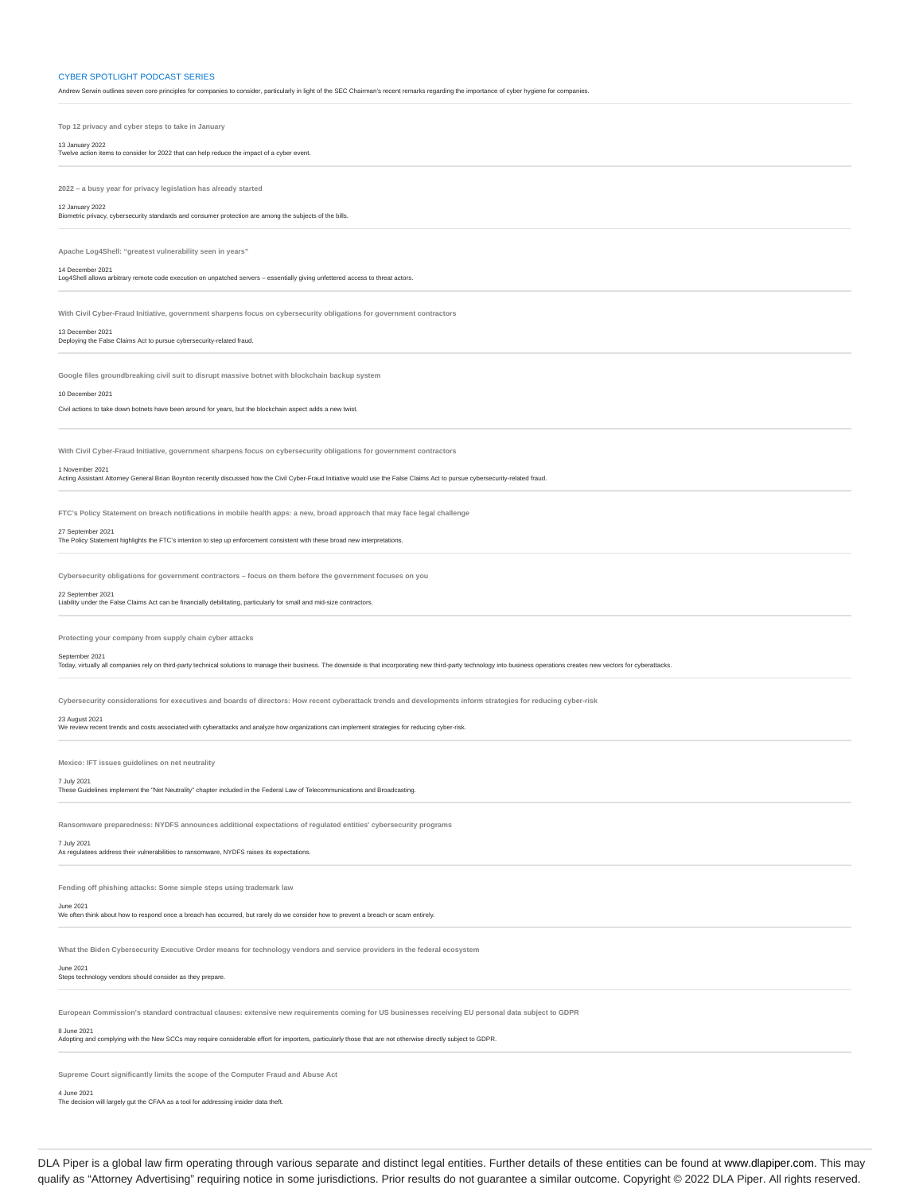CYBER SPOTLIGHT PODCAST SERIES

Andrew Serwin outlines seven core principles for companies to consider, particularly in light of the SEC Chairman's recent remarks regarding the importance of cyber hygiene for companies.

---

**Top 12 privacy and cyber steps to take in January**

13 January 2022
Twelve action items to consider for 2022 that can help reduce the impact of a cyber event.

---

**2022 – a busy year for privacy legislation has already started**

12 January 2022
Biometric privacy, cybersecurity standards and consumer protection are among the subjects of the bills.

---

**Apache Log4Shell: "greatest vulnerability seen in years"**

14 December 2021
Log4Shell allows arbitrary remote code execution on unpatched servers – essentially giving unfettered access to threat actors.

---

**With Civil Cyber-Fraud Initiative, government sharpens focus on cybersecurity obligations for government contractors**

13 December 2021
Deploying the False Claims Act to pursue cybersecurity-related fraud.

---

**Google files groundbreaking civil suit to disrupt massive botnet with blockchain backup system**

10 December 2021

Civil actions to take down botnets have been around for years, but the blockchain aspect adds a new twist.

---

**With Civil Cyber-Fraud Initiative, government sharpens focus on cybersecurity obligations for government contractors**

1 November 2021
Acting Assistant Attorney General Brian Boynton recently discussed how the Civil Cyber-Fraud Initiative would use the False Claims Act to pursue cybersecurity-related fraud.

---

**FTC's Policy Statement on breach notifications in mobile health apps: a new, broad approach that may face legal challenge**

27 September 2021
The Policy Statement highlights the FTC's intention to step up enforcement consistent with these broad new interpretations.

---

**Cybersecurity obligations for government contractors – focus on them before the government focuses on you**

22 September 2021
Liability under the False Claims Act can be financially debilitating, particularly for small and mid-size contractors.

---

**Protecting your company from supply chain cyber attacks**

September 2021
Today, virtually all companies rely on third-party technical solutions to manage their business. The downside is that incorporating new third-party technology into business operations creates new vectors for cyberattacks.

---

**Cybersecurity considerations for executives and boards of directors: How recent cyberattack trends and developments inform strategies for reducing cyber-risk**

23 August 2021
We review recent trends and costs associated with cyberattacks and analyze how organizations can implement strategies for reducing cyber-risk.

---

**Mexico: IFT issues guidelines on net neutrality**

7 July 2021
These Guidelines implement the "Net Neutrality" chapter included in the Federal Law of Telecommunications and Broadcasting.

---

**Ransomware preparedness: NYDFS announces additional expectations of regulated entities' cybersecurity programs**

7 July 2021
As regulatees address their vulnerabilities to ransomware, NYDFS raises its expectations.

---

**Fending off phishing attacks: Some simple steps using trademark law**

June 2021
We often think about how to respond once a breach has occurred, but rarely do we consider how to prevent a breach or scam entirely.

---

**What the Biden Cybersecurity Executive Order means for technology vendors and service providers in the federal ecosystem**

June 2021
Steps technology vendors should consider as they prepare.

---

**European Commission's standard contractual clauses: extensive new requirements coming for US businesses receiving EU personal data subject to GDPR**

8 June 2021
Adopting and complying with the New SCCs may require considerable effort for importers, particularly those that are not otherwise directly subject to GDPR.

---

**Supreme Court significantly limits the scope of the Computer Fraud and Abuse Act**

4 June 2021
The decision will largely gut the CFAA as a tool for addressing insider data theft.

---

DLA Piper is a global law firm operating through various separate and distinct legal entities. Further details of these entities can be found at www.dlapiper.com. This may qualify as "Attorney Advertising" requiring notice in some jurisdictions. Prior results do not guarantee a similar outcome. Copyright © 2022 DLA Piper. All rights reserved.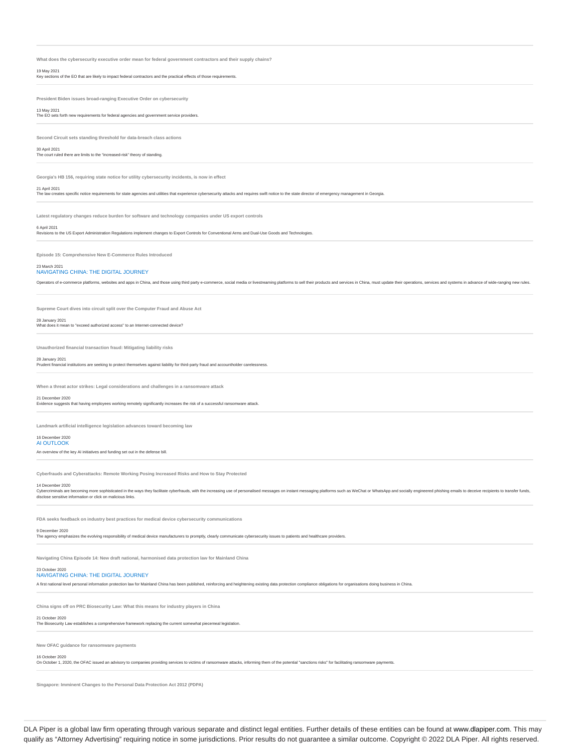**What does the cybersecurity executive order mean for federal government contractors and their supply chains?**

19 May 2021

Key sections of the EO that are likely to impact federal contractors and the practical effects of those requirements.

---

**President Biden issues broad-ranging Executive Order on cybersecurity**

13 May 2021

The EO sets forth new requirements for federal agencies and government service providers.

---

**Second Circuit sets standing threshold for data-breach class actions**

30 April 2021

The court ruled there are limits to the "increased-risk" theory of standing.

---

**Georgia's HB 156, requiring state notice for utility cybersecurity incidents, is now in effect**

21 April 2021

The law creates specific notice requirements for state agencies and utilities that experience cybersecurity attacks and requires swift notice to the state director of emergency management in Georgia.

---

**Latest regulatory changes reduce burden for software and technology companies under US export controls**

6 April 2021

Revisions to the US Export Administration Regulations implement changes to Export Controls for Conventional Arms and Dual-Use Goods and Technologies.

---

**Episode 15: Comprehensive New E-Commerce Rules Introduced**

23 March 2021

NAVIGATING CHINA: THE DIGITAL JOURNEY

Operators of e-commerce platforms, websites and apps in China, and those using third party e-commerce, social media or livestreaming platforms to sell their products and services in China, must update their operations, services and systems in advance of wide-ranging new rules.

---

**Supreme Court dives into circuit split over the Computer Fraud and Abuse Act**

28 January 2021

What does it mean to "exceed authorized access" to an Internet-connected device?

---

**Unauthorized financial transaction fraud: Mitigating liability risks**

28 January 2021

Prudent financial institutions are seeking to protect themselves against liability for third-party fraud and accountholder carelessness.

---

**When a threat actor strikes: Legal considerations and challenges in a ransomware attack**

21 December 2020

Evidence suggests that having employees working remotely significantly increases the risk of a successful ransomware attack.

---

**Landmark artificial intelligence legislation advances toward becoming law**

16 December 2020

AI OUTLOOK

An overview of the key AI initiatives and funding set out in the defense bill.

---

**Cyberfrauds and Cyberattacks: Remote Working Posing Increased Risks and How to Stay Protected**

14 December 2020

Cybercriminals are becoming more sophisticated in the ways they facilitate cyberfrauds, with the increasing use of personalised messages on instant messaging platforms such as WeChat or WhatsApp and socially engineered phishing emails to deceive recipients to transfer funds, disclose sensitive information or click on malicious links.

---

**FDA seeks feedback on industry best practices for medical device cybersecurity communications**

9 December 2020

The agency emphasizes the evolving responsibility of medical device manufacturers to promptly, clearly communicate cybersecurity issues to patients and healthcare providers.

---

**Navigating China Episode 14: New draft national, harmonised data protection law for Mainland China**

23 October 2020

NAVIGATING CHINA: THE DIGITAL JOURNEY

A first national level personal information protection law for Mainland China has been published, reinforcing and heightening existing data protection compliance obligations for organisations doing business in China.

---

**China signs off on PRC Biosecurity Law: What this means for industry players in China**

21 October 2020

The Biosecurity Law establishes a comprehensive framework replacing the current somewhat piecemeal legislation.

---

**New OFAC guidance for ransomware payments**

16 October 2020

On October 1, 2020, the OFAC issued an advisory to companies providing services to victims of ransomware attacks, informing them of the potential "sanctions risks" for facilitating ransomware payments.

---

**Singapore: Imminent Changes to the Personal Data Protection Act 2012 (PDPA)**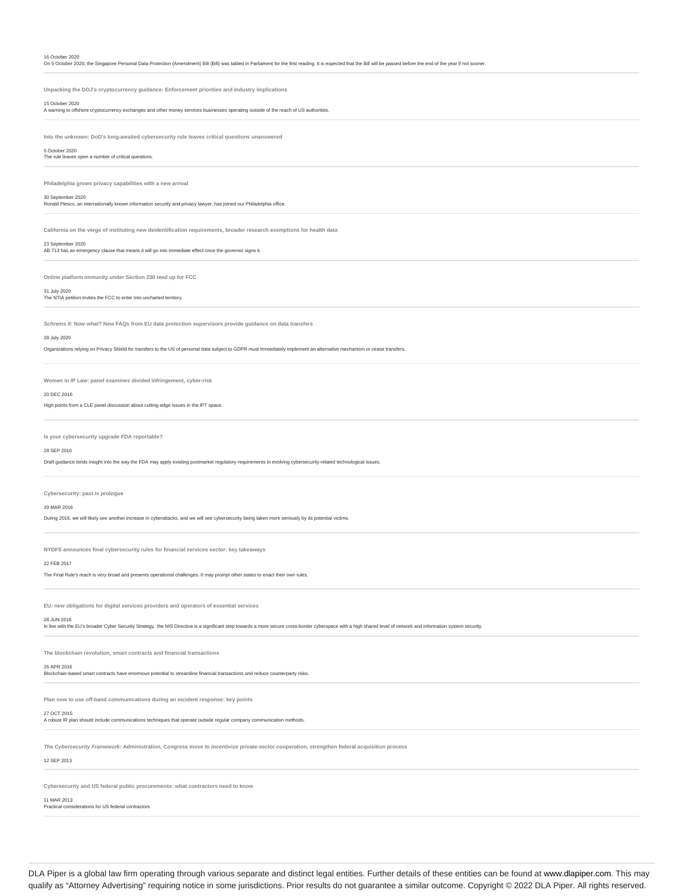16 October 2020

On 5 October 2020, the Singapore Personal Data Protection (Amendment) Bill (Bill) was tabled in Parliament for the first reading. It is expected that the Bill will be passed before the end of the year if not sooner.

---

**Unpacking the DOJ's cryptocurrency guidance: Enforcement priorities and industry implications**

15 October 2020

A warning to offshore cryptocurrency exchanges and other money services businesses operating outside of the reach of US authorities.

---

**Into the unknown: DoD's long-awaited cybersecurity rule leaves critical questions unanswered**

5 October 2020

The rule leaves open a number of critical questions.

---

**Philadelphia grows privacy capabilities with a new arrival**

30 September 2020

Ronald Plesco, an internationally known information security and privacy lawyer, has joined our Philadelphia office.

---

**California on the verge of instituting new deidentification requirements, broader research exemptions for health data**

23 September 2020

AB 713 has an emergency clause that means it will go into immediate effect once the governor signs it.

---

**Online platform immunity under Section 230 teed up for FCC**

31 July 2020

The NTIA petition invites the FCC to enter into uncharted territory.

---

***Schrems II*: Now what? New FAQs from EU data protection supervisors provide guidance on data transfers**

28 July 2020

Organizations relying on Privacy Shield for transfers to the US of personal data subject to GDPR must immediately implement an alternative mechanism or cease transfers.

---

**Women in IP Law: panel examines divided infringement, cyber-risk**

20 DEC 2016

High points from a CLE panel discussion about cutting-edge issues in the IPT space.

---

**Is your cybersecurity upgrade FDA reportable?**

28 SEP 2016

Draft guidance lends insight into the way the FDA may apply existing postmarket regulatory requirements to evolving cybersecurity-related technological issues.

---

**Cybersecurity: past is prologue**

29 MAR 2016

During 2016, we will likely see another increase in cyberattacks, and we will see cybersecurity being taken more seriously by its potential victims.

---

**NYDFS announces final cybersecurity rules for financial services sector: key takeaways**

22 FEB 2017

The Final Rule's reach is very broad and presents operational challenges. It may prompt other states to enact their own rules.

---

**EU: new obligations for digital services providers and operators of essential services**

28 JUN 2016

In line with the EU's broader Cyber Security Strategy, the NIS Directive is a significant step towards a more secure cross-border cyberspace with a high shared level of network and information system security.

---

**The blockchain revolution, smart contracts and financial transactions**

26 APR 2016

Blockchain-based smart contracts have enormous potential to streamline financial transactions and reduce counterparty risks.

---

**Plan now to use off-band communications during an incident response: key points**

27 OCT 2015

A robust IR plan should include communications techniques that operate outside regular company communication methods.

---

***The Cybersecurity Framework:* Administration, Congress move to incentivize private-sector cooperation, strengthen federal acquisition process**

12 SEP 2013

---

**Cybersecurity and US federal public procurements: what contractors need to know**

11 MAR 2013

Practical considerations for US federal contractors

---

DLA Piper is a global law firm operating through various separate and distinct legal entities. Further details of these entities can be found at www.dlapiper.com. This may qualify as "Attorney Advertising" requiring notice in some jurisdictions. Prior results do not guarantee a similar outcome. Copyright © 2022 DLA Piper. All rights reserved.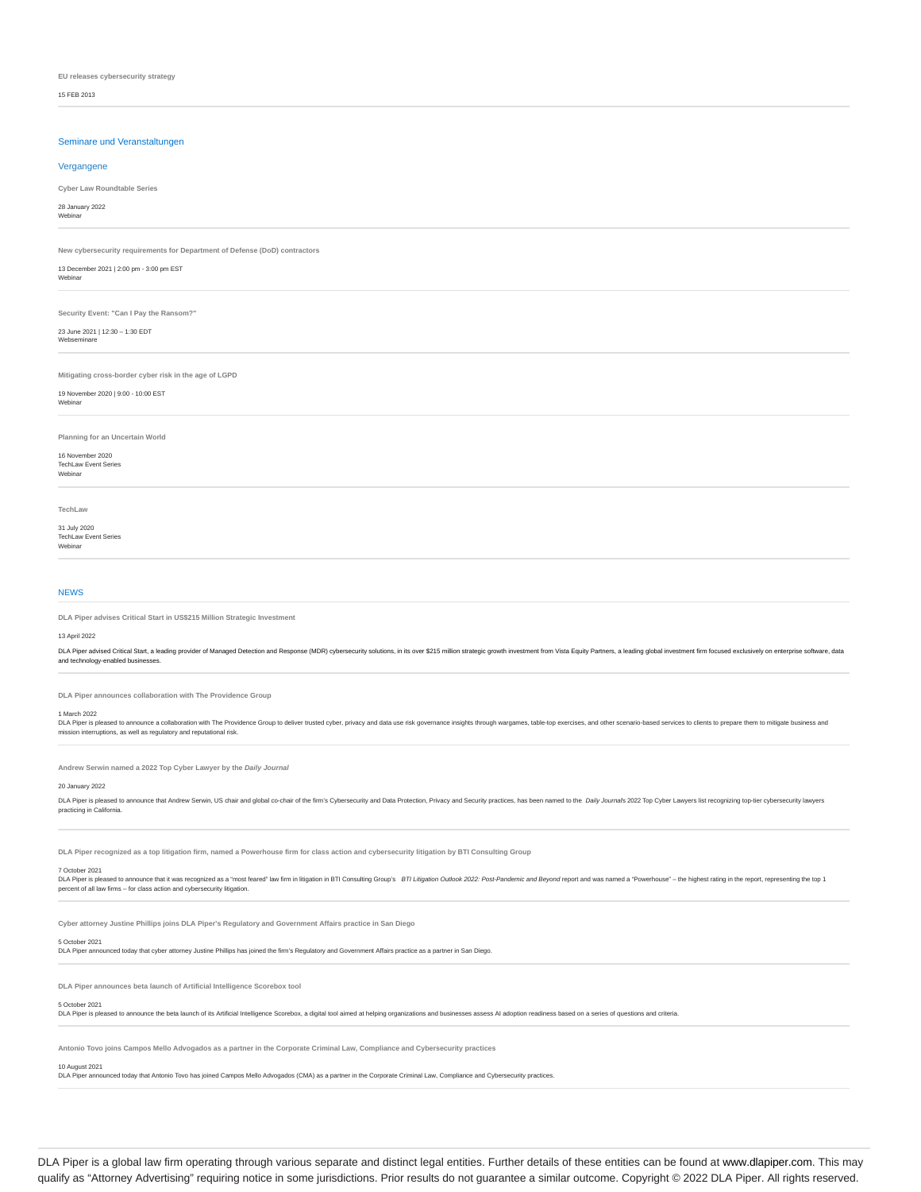**EU releases cybersecurity strategy**

15 FEB 2013

---

## Seminare und Veranstaltungen

### Vergangene

**Cyber Law Roundtable Series**

28 January 2022
Webinar

---

**New cybersecurity requirements for Department of Defense (DoD) contractors**

13 December 2021 | 2:00 pm - 3:00 pm EST
Webinar

---

**Security Event: "Can I Pay the Ransom?"**

23 June 2021 | 12:30 – 1:30 EDT
Webseminare

---

**Mitigating cross-border cyber risk in the age of LGPD**

19 November 2020 | 9:00 - 10:00 EST
Webinar

---

**Planning for an Uncertain World**

16 November 2020
TechLaw Event Series
Webinar

---

**TechLaw**

31 July 2020
TechLaw Event Series
Webinar

---

## NEWS

**DLA Piper advises Critical Start in US$215 Million Strategic Investment**

13 April 2022

DLA Piper advised Critical Start, a leading provider of Managed Detection and Response (MDR) cybersecurity solutions, in its over $215 million strategic growth investment from Vista Equity Partners, a leading global investment firm focused exclusively on enterprise software, data and technology-enabled businesses.

---

**DLA Piper announces collaboration with The Providence Group**

1 March 2022
DLA Piper is pleased to announce a collaboration with The Providence Group to deliver trusted cyber, privacy and data use risk governance insights through wargames, table-top exercises, and other scenario-based services to clients to prepare them to mitigate business and mission interruptions, as well as regulatory and reputational risk.

---

**Andrew Serwin named a 2022 Top Cyber Lawyer by the *Daily Journal***

20 January 2022

DLA Piper is pleased to announce that Andrew Serwin, US chair and global co-chair of the firm's Cybersecurity and Data Protection, Privacy and Security practices, has been named to the *Daily Journal*'s 2022 Top Cyber Lawyers list recognizing top-tier cybersecurity lawyers practicing in California.

---

**DLA Piper recognized as a top litigation firm, named a Powerhouse firm for class action and cybersecurity litigation by BTI Consulting Group**

7 October 2021
DLA Piper is pleased to announce that it was recognized as a "most feared" law firm in litigation in BTI Consulting Group's *BTI Litigation Outlook 2022: Post-Pandemic and Beyond* report and was named a "Powerhouse" – the highest rating in the report, representing the top 1 percent of all law firms – for class action and cybersecurity litigation.

---

**Cyber attorney Justine Phillips joins DLA Piper's Regulatory and Government Affairs practice in San Diego**

5 October 2021
DLA Piper announced today that cyber attorney Justine Phillips has joined the firm's Regulatory and Government Affairs practice as a partner in San Diego.

---

**DLA Piper announces beta launch of Artificial Intelligence Scorebox tool**

5 October 2021
DLA Piper is pleased to announce the beta launch of its Artificial Intelligence Scorebox, a digital tool aimed at helping organizations and businesses assess AI adoption readiness based on a series of questions and criteria.

---

**Antonio Tovo joins Campos Mello Advogados as a partner in the Corporate Criminal Law, Compliance and Cybersecurity practices**

10 August 2021
DLA Piper announced today that Antonio Tovo has joined Campos Mello Advogados (CMA) as a partner in the Corporate Criminal Law, Compliance and Cybersecurity practices.

---

DLA Piper is a global law firm operating through various separate and distinct legal entities. Further details of these entities can be found at www.dlapiper.com. This may qualify as "Attorney Advertising" requiring notice in some jurisdictions. Prior results do not guarantee a similar outcome. Copyright © 2022 DLA Piper. All rights reserved.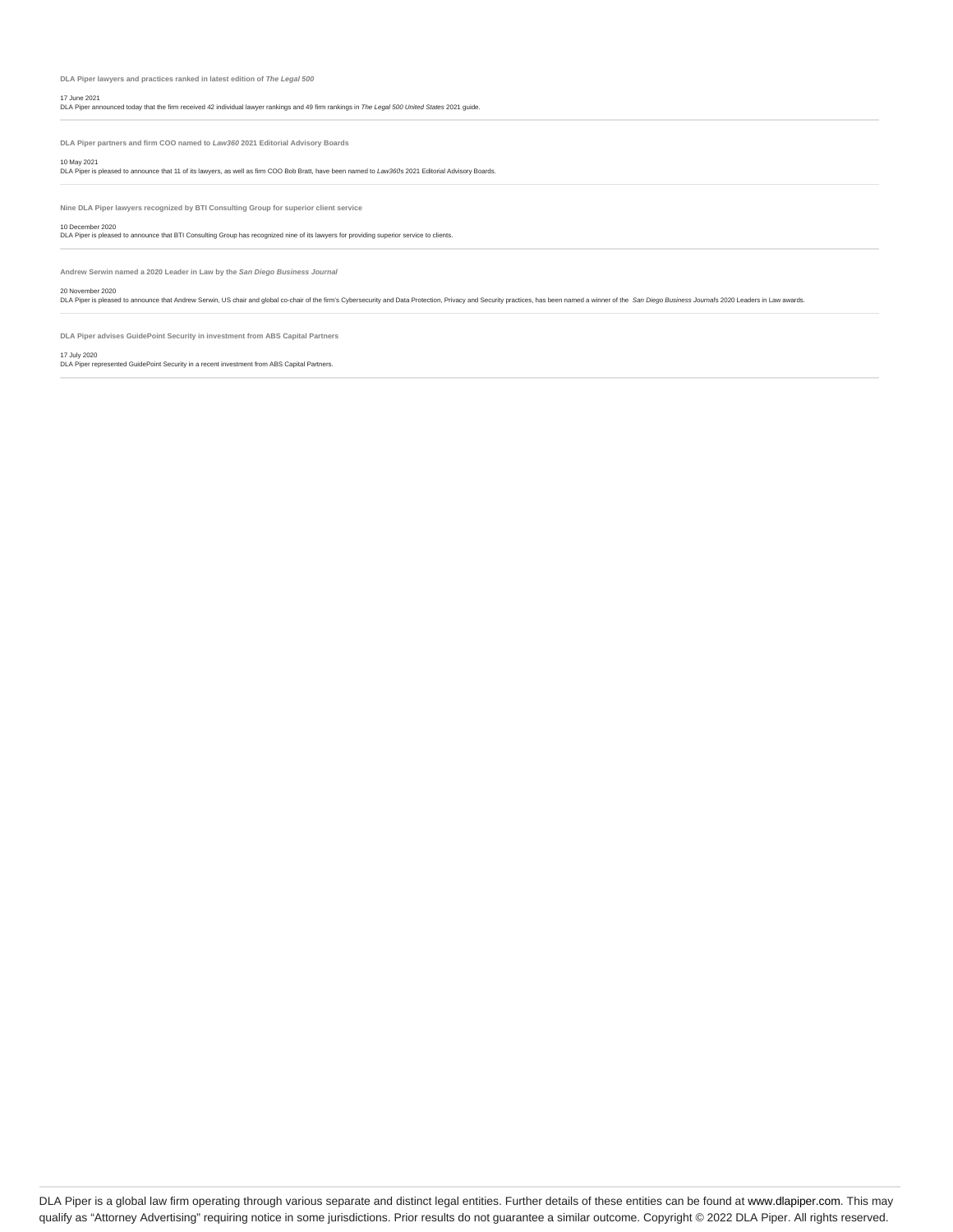**DLA Piper lawyers and practices ranked in latest edition of *The Legal 500***

17 June 2021
DLA Piper announced today that the firm received 42 individual lawyer rankings and 49 firm rankings in *The Legal 500 United States* 2021 guide.

---

**DLA Piper partners and firm COO named to *Law360* 2021 Editorial Advisory Boards**

10 May 2021
DLA Piper is pleased to announce that 11 of its lawyers, as well as firm COO Bob Bratt, have been named to *Law360*s 2021 Editorial Advisory Boards.

---

**Nine DLA Piper lawyers recognized by BTI Consulting Group for superior client service**

10 December 2020
DLA Piper is pleased to announce that BTI Consulting Group has recognized nine of its lawyers for providing superior service to clients.

---

**Andrew Serwin named a 2020 Leader in Law by the *San Diego Business Journal***

20 November 2020
DLA Piper is pleased to announce that Andrew Serwin, US chair and global co-chair of the firm's Cybersecurity and Data Protection, Privacy and Security practices, has been named a winner of the *San Diego Business Journal*s 2020 Leaders in Law awards.

---

**DLA Piper advises GuidePoint Security in investment from ABS Capital Partners**

17 July 2020
DLA Piper represented GuidePoint Security in a recent investment from ABS Capital Partners.

---

DLA Piper is a global law firm operating through various separate and distinct legal entities. Further details of these entities can be found at www.dlapiper.com. This may qualify as "Attorney Advertising" requiring notice in some jurisdictions. Prior results do not guarantee a similar outcome. Copyright © 2022 DLA Piper. All rights reserved.